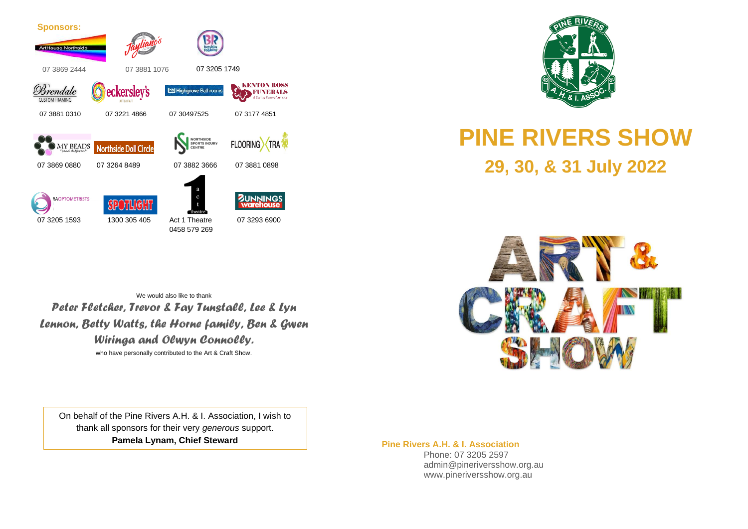**Sponsors:**

| ArtHouse Northside | Jayliano's | Baskin Robbins | |
|---|---|---|---|
| 07 3869 2444 | 07 3881 1076 | 07 3205 1749 | |
| Brendale Custom Framing | eckersley's | Highgrove Bathrooms | Kenton Ross Funerals |
| 07 3881 0310 | 07 3221 4866 | 07 30497525 | 07 3177 4851 |
| My Beads | Northside Doll Circle | Northside Sports Injury Centre | Flooring Xtra |
| 07 3869 0880 | 07 3264 8489 | 07 3882 3666 | 07 3881 0898 |
| RA Optometrists | Spotlight | Act 1 Theatre | Bunnings Warehouse |
| 07 3205 1593 | 1300 305 405 | Act 1 Theatre 0458 579 269 | 07 3293 6900 |

We would also like to thank

*Peter Fletcher, Trevor & Fay Tunstall, Lee & Lyn Lennon, Betty Watts, the Horne family, Ben & Gwen Wiringa and Olwyn Connolly.*

who have personally contributed to the Art & Craft Show.

On behalf of the Pine Rivers A.H. & I. Association, I wish to thank all sponsors for their very *generous* support.
**Pamela Lynam, Chief Steward**

# PINE RIVERS SHOW

## 29, 30, & 31 July 2022

# ART & CRAFT SHOW

**Pine Rivers A.H. & I. Association**

Phone: 07 3205 2597
admin@pineriversshow.org.au
www.pineriversshow.org.au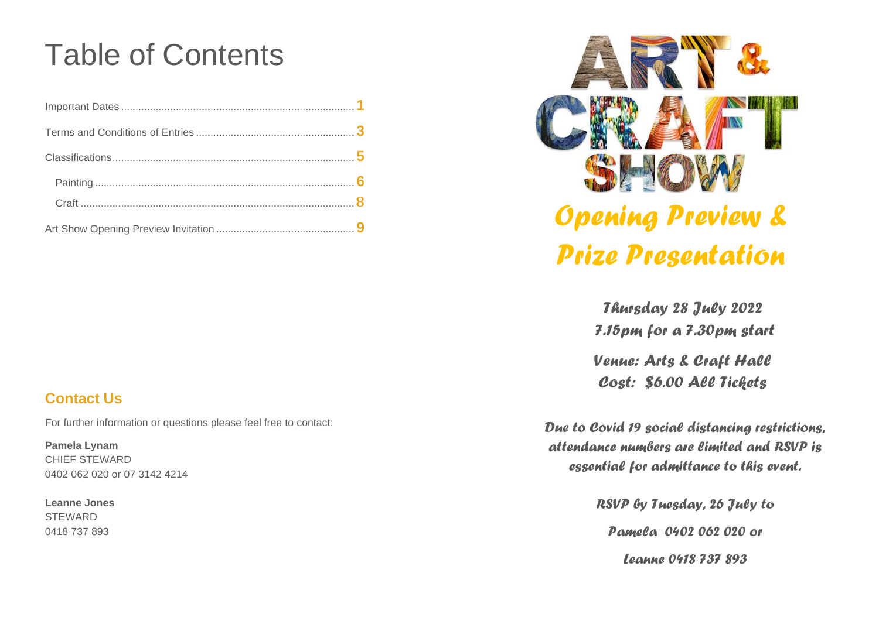# Table of Contents

| Section | Page |
| --- | --- |
| Important Dates | 1 |
| Terms and Conditions of Entries | 3 |
| Classifications | 5 |
| Painting | 6 |
| Craft | 8 |
| Art Show Opening Preview Invitation | 9 |

## Contact Us

For further information or questions please feel free to contact:

**Pamela Lynam**
CHIEF STEWARD
0402 062 020 or 07 3142 4214

**Leanne Jones**
STEWARD
0418 737 893

# ART & CRAFT SHOW

## *Opening Preview & Prize Presentation*

*Thursday 28 July 2022*
*7.15pm for a 7.30pm start*

*Venue: Arts & Craft Hall*
*Cost: $6.00 All Tickets*

*Due to Covid 19 social distancing restrictions, attendance numbers are limited and RSVP is essential for admittance to this event.*

*RSVP by Tuesday, 26 July to*

*Pamela 0402 062 020 or*

*Leanne 0418 737 893*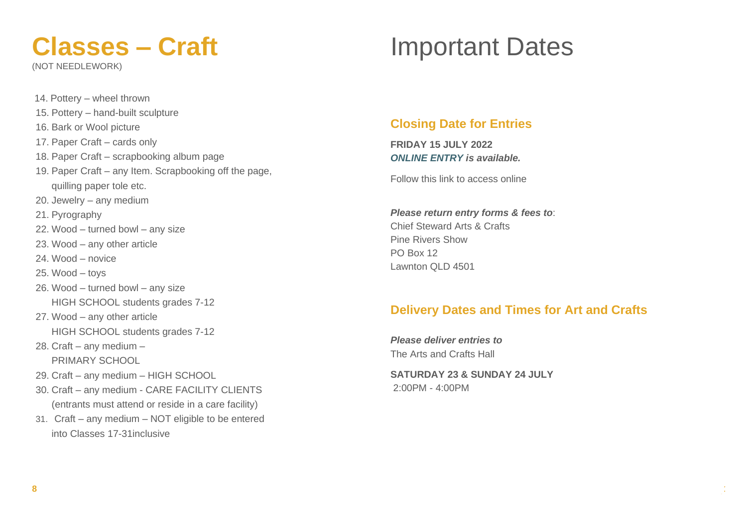# Classes – Craft

(NOT NEEDLEWORK)

14. Pottery – wheel thrown
15. Pottery – hand-built sculpture
16. Bark or Wool picture
17. Paper Craft – cards only
18. Paper Craft – scrapbooking album page
19. Paper Craft – any Item. Scrapbooking off the page, quilling paper tole etc.
20. Jewelry – any medium
21. Pyrography
22. Wood – turned bowl – any size
23. Wood – any other article
24. Wood – novice
25. Wood – toys
26. Wood – turned bowl – any size  
    HIGH SCHOOL students grades 7-12
27. Wood – any other article  
    HIGH SCHOOL students grades 7-12
28. Craft – any medium –  
    PRIMARY SCHOOL
29. Craft – any medium – HIGH SCHOOL
30. Craft – any medium - CARE FACILITY CLIENTS (entrants must attend or reside in a care facility)
31. Craft – any medium – NOT eligible to be entered into Classes 17-31inclusive

# Important Dates

## Closing Date for Entries

**FRIDAY 15 JULY 2022**  
***ONLINE ENTRY is available.***

Follow this link to access online

***Please return entry forms & fees to***:  
Chief Steward Arts & Crafts  
Pine Rivers Show  
PO Box 12  
Lawnton QLD 4501

## Delivery Dates and Times for Art and Crafts

***Please deliver entries to***  
The Arts and Crafts Hall

**SATURDAY 23 & SUNDAY 24 JULY**  
2:00PM - 4:00PM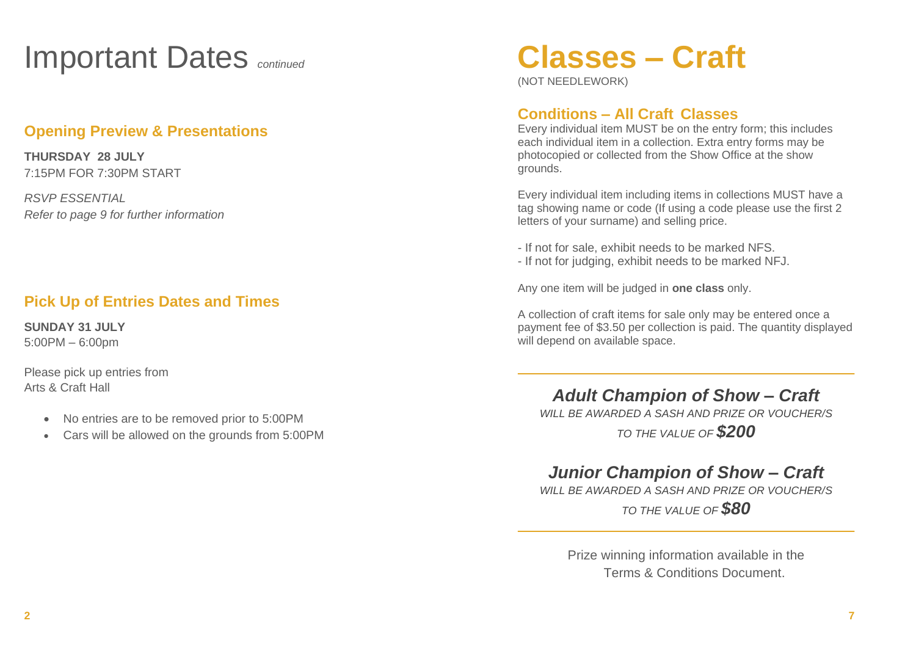# Important Dates *continued*

## Opening Preview & Presentations

**THURSDAY 28 JULY**
7:15PM FOR 7:30PM START

*RSVP ESSENTIAL*
*Refer to page 9 for further information*

## Pick Up of Entries Dates and Times

**SUNDAY 31 JULY**
5:00PM – 6:00pm

Please pick up entries from
Arts & Craft Hall

- No entries are to be removed prior to 5:00PM
- Cars will be allowed on the grounds from 5:00PM

# Classes – Craft

(NOT NEEDLEWORK)

## Conditions – All Craft Classes

Every individual item MUST be on the entry form; this includes each individual item in a collection. Extra entry forms may be photocopied or collected from the Show Office at the show grounds.

Every individual item including items in collections MUST have a tag showing name or code (If using a code please use the first 2 letters of your surname) and selling price.

- If not for sale, exhibit needs to be marked NFS.
- If not for judging, exhibit needs to be marked NFJ.

Any one item will be judged in **one class** only.

A collection of craft items for sale only may be entered once a payment fee of $3.50 per collection is paid. The quantity displayed will depend on available space.

---

### *Adult Champion of Show – Craft*

*WILL BE AWARDED A SASH AND PRIZE OR VOUCHER/S TO THE VALUE OF* ***$200***

### *Junior Champion of Show – Craft*

*WILL BE AWARDED A SASH AND PRIZE OR VOUCHER/S TO THE VALUE OF* ***$80***

---

Prize winning information available in the Terms & Conditions Document.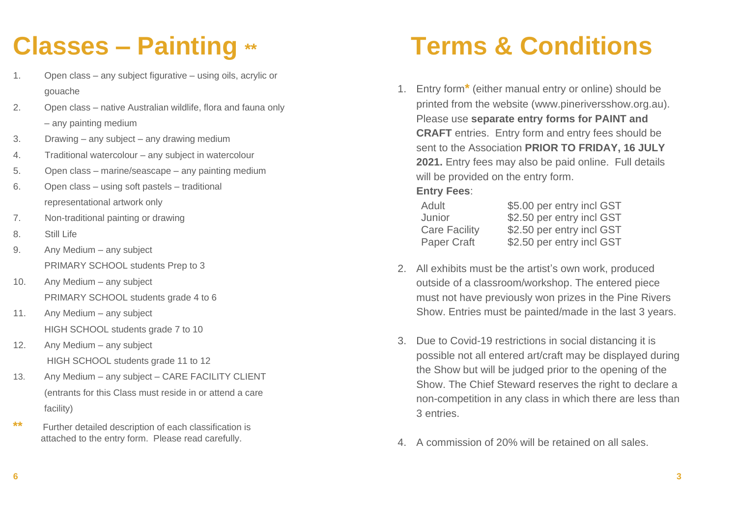# Classes – Painting **

1. Open class – any subject figurative – using oils, acrylic or gouache
2. Open class – native Australian wildlife, flora and fauna only – any painting medium
3. Drawing – any subject – any drawing medium
4. Traditional watercolour – any subject in watercolour
5. Open class – marine/seascape – any painting medium
6. Open class – using soft pastels – traditional representational artwork only
7. Non-traditional painting or drawing
8. Still Life
9. Any Medium – any subject
   PRIMARY SCHOOL students Prep to 3
10. Any Medium – any subject
    PRIMARY SCHOOL students grade 4 to 6
11. Any Medium – any subject
    HIGH SCHOOL students grade 7 to 10
12. Any Medium – any subject
    HIGH SCHOOL students grade 11 to 12
13. Any Medium – any subject – CARE FACILITY CLIENT (entrants for this Class must reside in or attend a care facility)

** Further detailed description of each classification is attached to the entry form. Please read carefully.

# Terms & Conditions

1. Entry form* (either manual entry or online) should be printed from the website (www.pineriversshow.org.au). Please use **separate entry forms for PAINT and CRAFT** entries. Entry form and entry fees should be sent to the Association **PRIOR TO FRIDAY, 16 JULY 2021.** Entry fees may also be paid online. Full details will be provided on the entry form.

   **Entry Fees**:

   | | |
   |---|---|
   | Adult | $5.00 per entry incl GST |
   | Junior | $2.50 per entry incl GST |
   | Care Facility | $2.50 per entry incl GST |
   | Paper Craft | $2.50 per entry incl GST |

2. All exhibits must be the artist's own work, produced outside of a classroom/workshop. The entered piece must not have previously won prizes in the Pine Rivers Show. Entries must be painted/made in the last 3 years.

3. Due to Covid-19 restrictions in social distancing it is possible not all entered art/craft may be displayed during the Show but will be judged prior to the opening of the Show. The Chief Steward reserves the right to declare a non-competition in any class in which there are less than 3 entries.

4. A commission of 20% will be retained on all sales.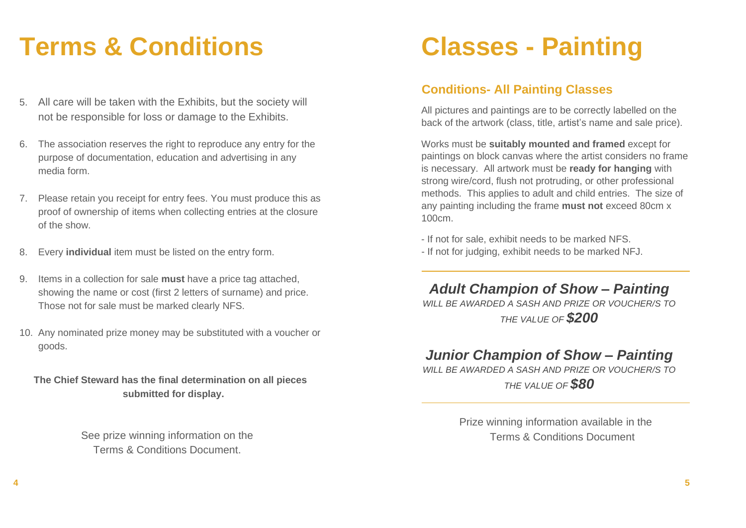# Terms & Conditions

5. All care will be taken with the Exhibits, but the society will not be responsible for loss or damage to the Exhibits.

6. The association reserves the right to reproduce any entry for the purpose of documentation, education and advertising in any media form.

7. Please retain you receipt for entry fees. You must produce this as proof of ownership of items when collecting entries at the closure of the show.

8. Every **individual** item must be listed on the entry form.

9. Items in a collection for sale **must** have a price tag attached, showing the name or cost (first 2 letters of surname) and price. Those not for sale must be marked clearly NFS.

10. Any nominated prize money may be substituted with a voucher or goods.

**The Chief Steward has the final determination on all pieces submitted for display.**

See prize winning information on the Terms & Conditions Document.

# Classes - Painting

## Conditions- All Painting Classes

All pictures and paintings are to be correctly labelled on the back of the artwork (class, title, artist's name and sale price).

Works must be **suitably mounted and framed** except for paintings on block canvas where the artist considers no frame is necessary. All artwork must be **ready for hanging** with strong wire/cord, flush not protruding, or other professional methods. This applies to adult and child entries. The size of any painting including the frame **must not** exceed 80cm x 100cm.

- If not for sale, exhibit needs to be marked NFS.
- If not for judging, exhibit needs to be marked NFJ.

---

### *Adult Champion of Show – Painting*

*WILL BE AWARDED A SASH AND PRIZE OR VOUCHER/S TO THE VALUE OF* ***$200***

### *Junior Champion of Show – Painting*

*WILL BE AWARDED A SASH AND PRIZE OR VOUCHER/S TO THE VALUE OF* ***$80***

---

Prize winning information available in the Terms & Conditions Document